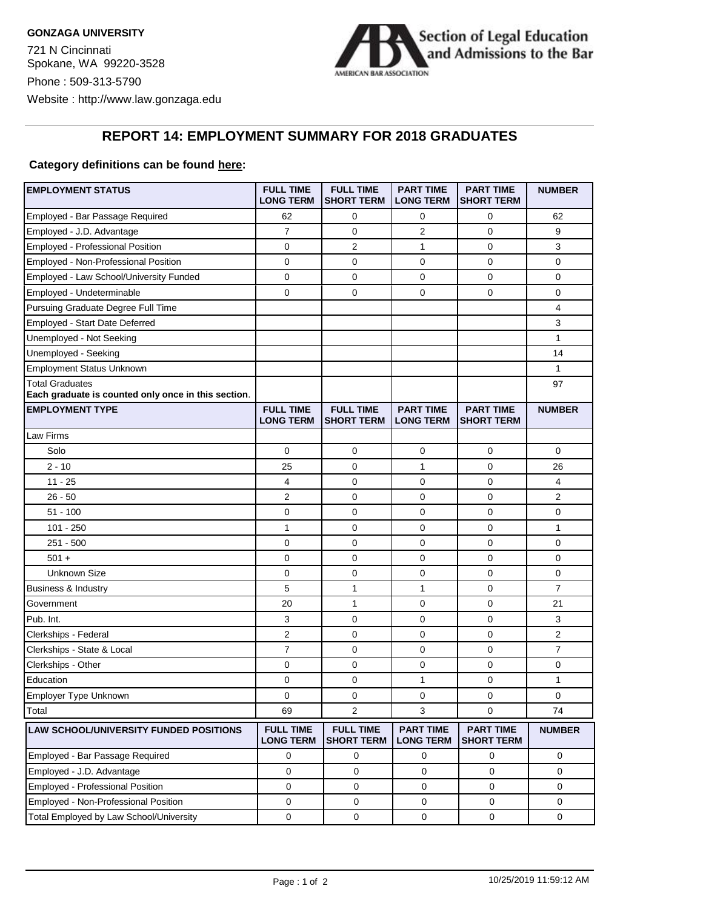**GONZAGA UNIVERSITY**

721 N Cincinnati
Spokane, WA 99220-3528

Phone : 509-313-5790

Website : http://www.law.gonzaga.edu

Section of Legal Education and Admissions to the Bar

AMERICAN BAR ASSOCIATION

## REPORT 14: EMPLOYMENT SUMMARY FOR 2018 GRADUATES

**Category definitions can be found here:**

| EMPLOYMENT STATUS | FULL TIME LONG TERM | FULL TIME SHORT TERM | PART TIME LONG TERM | PART TIME SHORT TERM | NUMBER |
|---|---|---|---|---|---|
| Employed - Bar Passage Required | 62 | 0 | 0 | 0 | 62 |
| Employed - J.D. Advantage | 7 | 0 | 2 | 0 | 9 |
| Employed - Professional Position | 0 | 2 | 1 | 0 | 3 |
| Employed - Non-Professional Position | 0 | 0 | 0 | 0 | 0 |
| Employed - Law School/University Funded | 0 | 0 | 0 | 0 | 0 |
| Employed - Undeterminable | 0 | 0 | 0 | 0 | 0 |
| Pursuing Graduate Degree Full Time | | | | | 4 |
| Employed - Start Date Deferred | | | | | 3 |
| Unemployed - Not Seeking | | | | | 1 |
| Unemployed - Seeking | | | | | 14 |
| Employment Status Unknown | | | | | 1 |
| Total Graduates **Each graduate is counted only once in this section**. | | | | | 97 |

| EMPLOYMENT TYPE | FULL TIME LONG TERM | FULL TIME SHORT TERM | PART TIME LONG TERM | PART TIME SHORT TERM | NUMBER |
|---|---|---|---|---|---|
| Law Firms | | | | | |
| Solo | 0 | 0 | 0 | 0 | 0 |
| 2 - 10 | 25 | 0 | 1 | 0 | 26 |
| 11 - 25 | 4 | 0 | 0 | 0 | 4 |
| 26 - 50 | 2 | 0 | 0 | 0 | 2 |
| 51 - 100 | 0 | 0 | 0 | 0 | 0 |
| 101 - 250 | 1 | 0 | 0 | 0 | 1 |
| 251 - 500 | 0 | 0 | 0 | 0 | 0 |
| 501 + | 0 | 0 | 0 | 0 | 0 |
| Unknown Size | 0 | 0 | 0 | 0 | 0 |
| Business & Industry | 5 | 1 | 1 | 0 | 7 |
| Government | 20 | 1 | 0 | 0 | 21 |
| Pub. Int. | 3 | 0 | 0 | 0 | 3 |
| Clerkships - Federal | 2 | 0 | 0 | 0 | 2 |
| Clerkships - State & Local | 7 | 0 | 0 | 0 | 7 |
| Clerkships - Other | 0 | 0 | 0 | 0 | 0 |
| Education | 0 | 0 | 1 | 0 | 1 |
| Employer Type Unknown | 0 | 0 | 0 | 0 | 0 |
| Total | 69 | 2 | 3 | 0 | 74 |

| LAW SCHOOL/UNIVERSITY FUNDED POSITIONS | FULL TIME LONG TERM | FULL TIME SHORT TERM | PART TIME LONG TERM | PART TIME SHORT TERM | NUMBER |
|---|---|---|---|---|---|
| Employed - Bar Passage Required | 0 | 0 | 0 | 0 | 0 |
| Employed - J.D. Advantage | 0 | 0 | 0 | 0 | 0 |
| Employed - Professional Position | 0 | 0 | 0 | 0 | 0 |
| Employed - Non-Professional Position | 0 | 0 | 0 | 0 | 0 |
| Total Employed by Law School/University | 0 | 0 | 0 | 0 | 0 |

10/25/2019 11:59:12 AM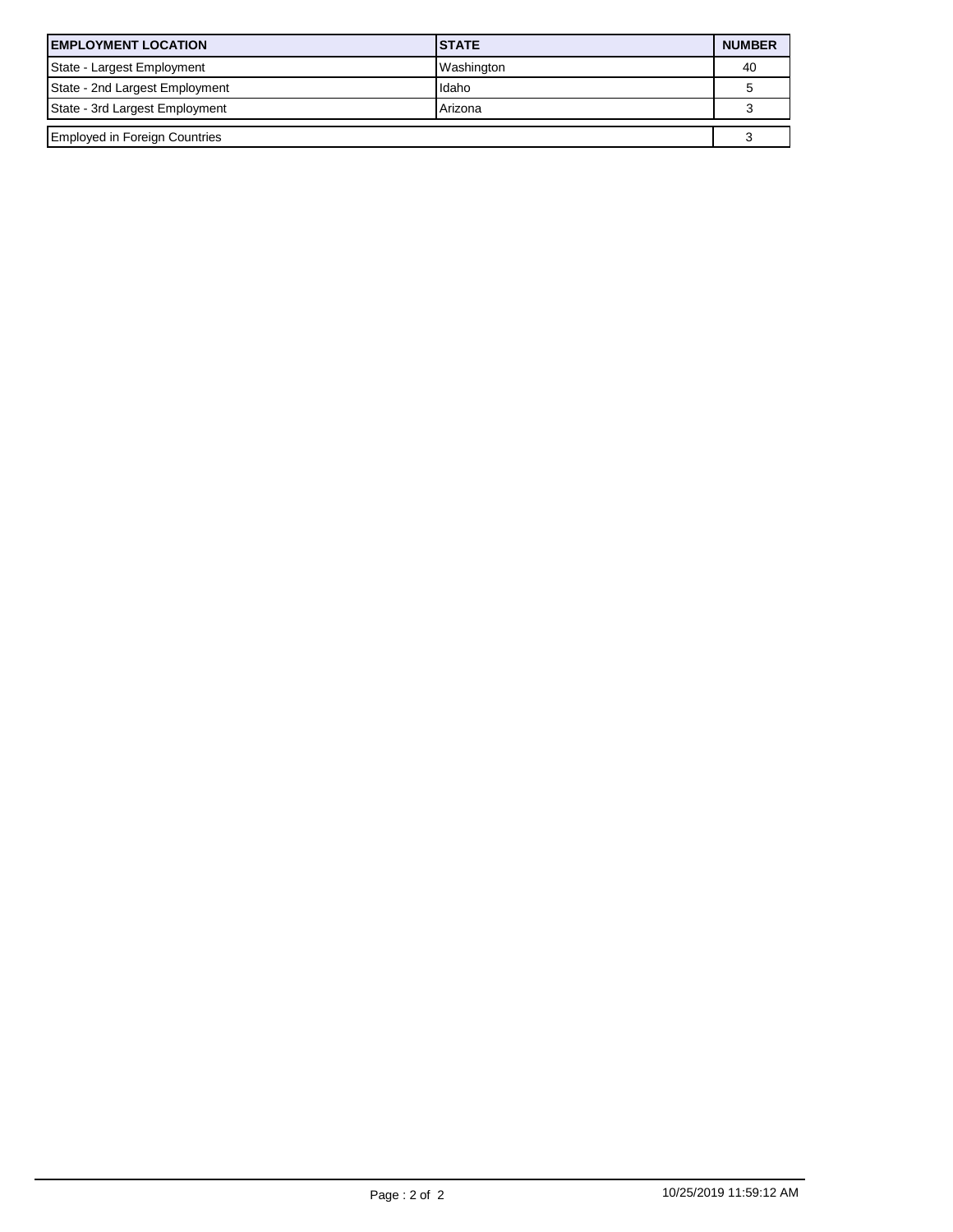| EMPLOYMENT LOCATION | STATE | NUMBER |
| --- | --- | --- |
| State - Largest Employment | Washington | 40 |
| State - 2nd Largest Employment | Idaho | 5 |
| State - 3rd Largest Employment | Arizona | 3 |
| Employed in Foreign Countries | | 3 |

10/25/2019 11:59:12 AM